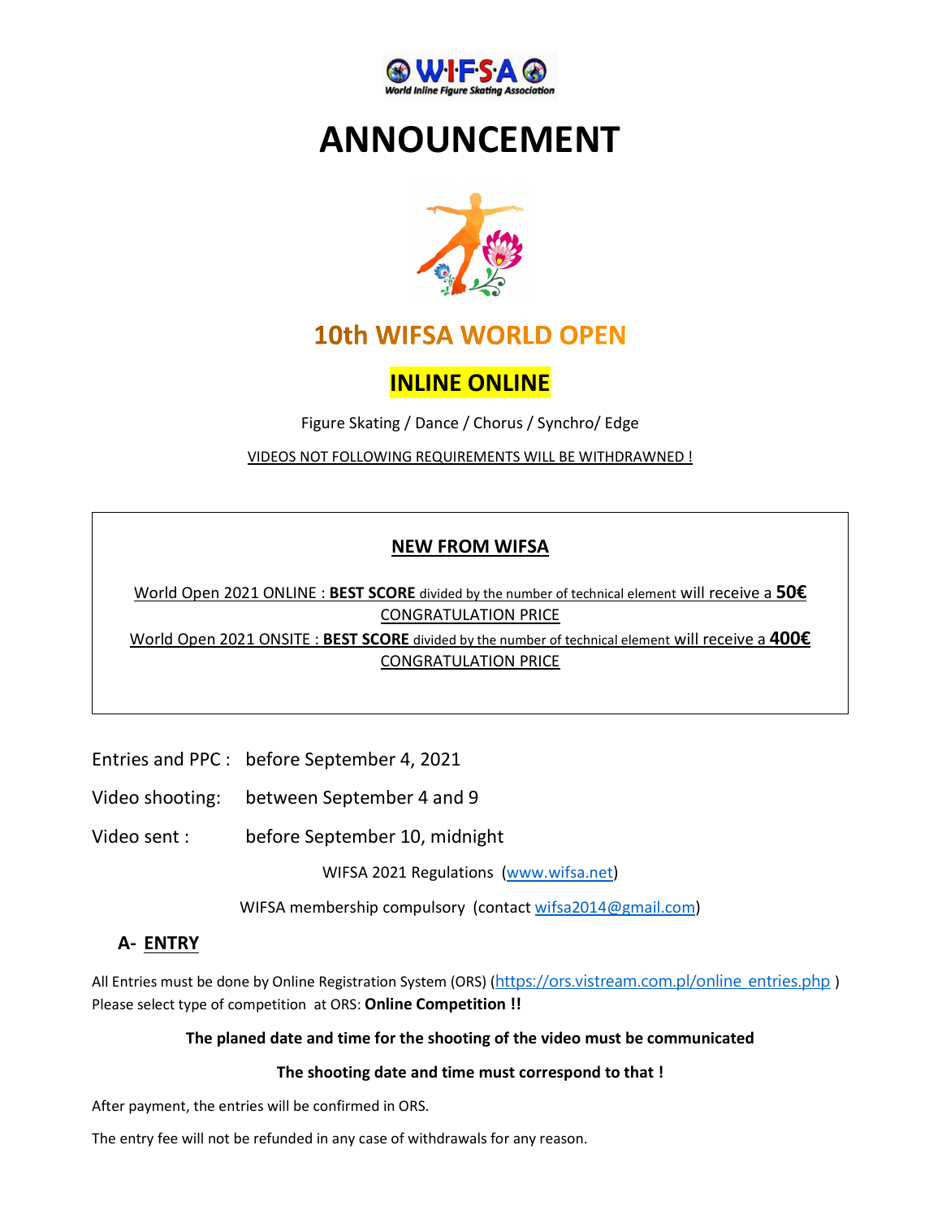# ANNOUNCEMENT

## 10th WIFSA WORLD OPEN

## INLINE ONLINE

Figure Skating / Dance / Chorus / Synchro/ Edge

VIDEOS NOT FOLLOWING REQUIREMENTS WILL BE WITHDRAWNED !

**NEW FROM WIFSA**

World Open 2021 ONLINE : **BEST SCORE** divided by the number of technical element will receive a **50€** CONGRATULATION PRICE

World Open 2021 ONSITE : **BEST SCORE** divided by the number of technical element will receive a **400€** CONGRATULATION PRICE

Entries and PPC : before September 4, 2021

Video shooting: between September 4 and 9

Video sent : before September 10, midnight

WIFSA 2021 Regulations (www.wifsa.net)

WIFSA membership compulsory (contact wifsa2014@gmail.com)

## A- ENTRY

All Entries must be done by Online Registration System (ORS) (https://ors.vistream.com.pl/online_entries.php )
Please select type of competition at ORS: **Online Competition !!**

**The planed date and time for the shooting of the video must be communicated**

**The shooting date and time must correspond to that !**

After payment, the entries will be confirmed in ORS.

The entry fee will not be refunded in any case of withdrawals for any reason.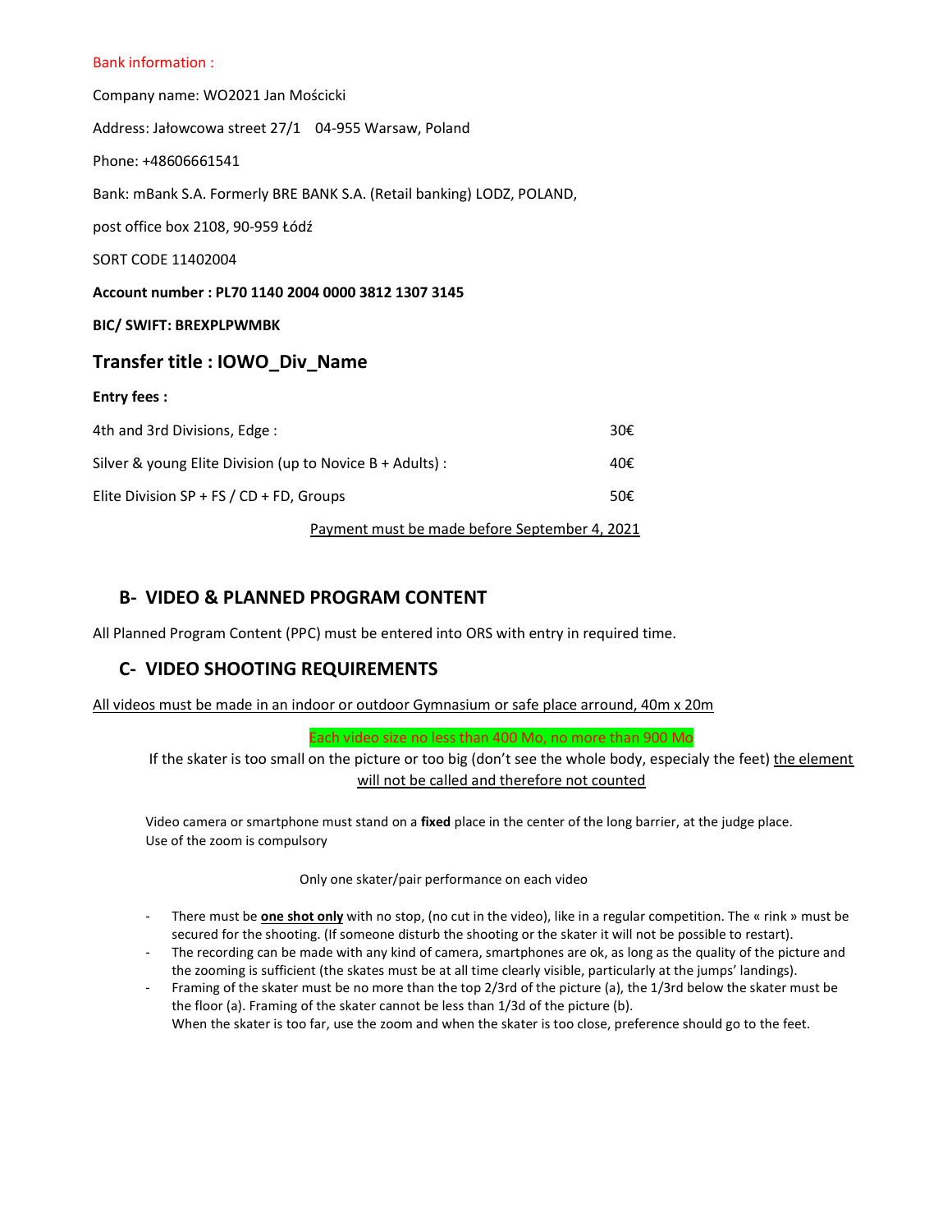Bank information :

Company name: WO2021 Jan Mościcki

Address: Jałowcowa street 27/1    04-955 Warsaw, Poland

Phone: +48606661541

Bank: mBank S.A. Formerly BRE BANK S.A. (Retail banking) LODZ, POLAND,

post office box 2108, 90-959 Łódź

SORT CODE 11402004

**Account number : PL70 1140 2004 0000 3812 1307 3145**

**BIC/ SWIFT: BREXPLPWMBK**

## Transfer title : IOWO_Div_Name

**Entry fees :**

| | |
|---|---|
| 4th and 3rd Divisions, Edge : | 30€ |
| Silver & young Elite Division (up to Novice B + Adults) : | 40€ |
| Elite Division SP + FS / CD + FD, Groups | 50€ |

Payment must be made before September 4, 2021

## B- VIDEO & PLANNED PROGRAM CONTENT

All Planned Program Content (PPC) must be entered into ORS with entry in required time.

## C- VIDEO SHOOTING REQUIREMENTS

All videos must be made in an indoor or outdoor Gymnasium or safe place arround, 40m x 20m

Each video size no less than 400 Mo, no more than 900 Mo

If the skater is too small on the picture or too big (don't see the whole body, especialy the feet) the element will not be called and therefore not counted

Video camera or smartphone must stand on a **fixed** place in the center of the long barrier, at the judge place.
Use of the zoom is compulsory

Only one skater/pair performance on each video

- There must be **one shot only** with no stop, (no cut in the video), like in a regular competition. The « rink » must be secured for the shooting. (If someone disturb the shooting or the skater it will not be possible to restart).
- The recording can be made with any kind of camera, smartphones are ok, as long as the quality of the picture and the zooming is sufficient (the skates must be at all time clearly visible, particularly at the jumps' landings).
- Framing of the skater must be no more than the top 2/3rd of the picture (a), the 1/3rd below the skater must be the floor (a). Framing of the skater cannot be less than 1/3d of the picture (b).
  When the skater is too far, use the zoom and when the skater is too close, preference should go to the feet.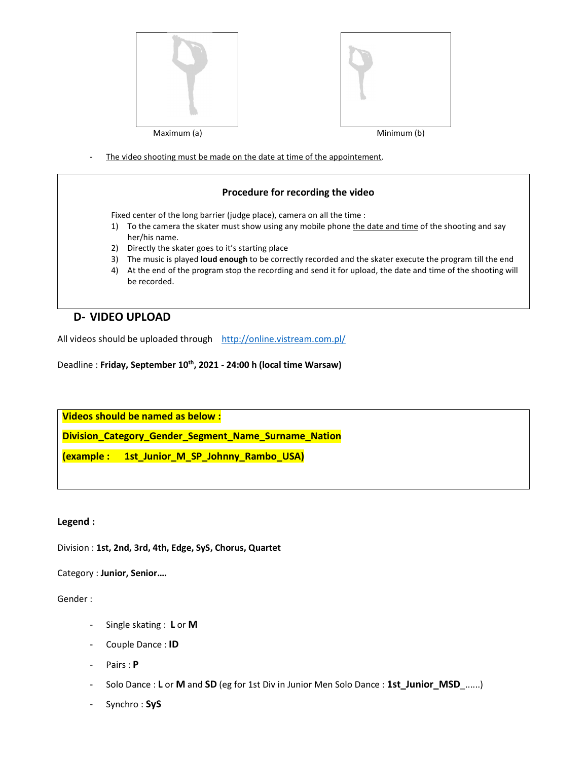Maximum (a)

Minimum (b)

- The video shooting must be made on the date at time of the appointement.

**Procedure for recording the video**

Fixed center of the long barrier (judge place), camera on all the time :

1) To the camera the skater must show using any mobile phone the date and time of the shooting and say her/his name.
2) Directly the skater goes to it's starting place
3) The music is played **loud enough** to be correctly recorded and the skater execute the program till the end
4) At the end of the program stop the recording and send it for upload, the date and time of the shooting will be recorded.

## D- VIDEO UPLOAD

All videos should be uploaded through http://online.vistream.com.pl/

Deadline : **Friday, September 10th, 2021 - 24:00 h (local time Warsaw)**

**Videos should be named as below :**

**Division_Category_Gender_Segment_Name_Surname_Nation**

**(example : 1st_Junior_M_SP_Johnny_Rambo_USA)**

**Legend :**

Division : **1st, 2nd, 3rd, 4th, Edge, SyS, Chorus, Quartet**

Category : **Junior, Senior….**

Gender :

- Single skating : **L** or **M**
- Couple Dance : **ID**
- Pairs : **P**
- Solo Dance : **L** or **M** and **SD** (eg for 1st Div in Junior Men Solo Dance : **1st_Junior_MSD_**......)
- Synchro : **SyS**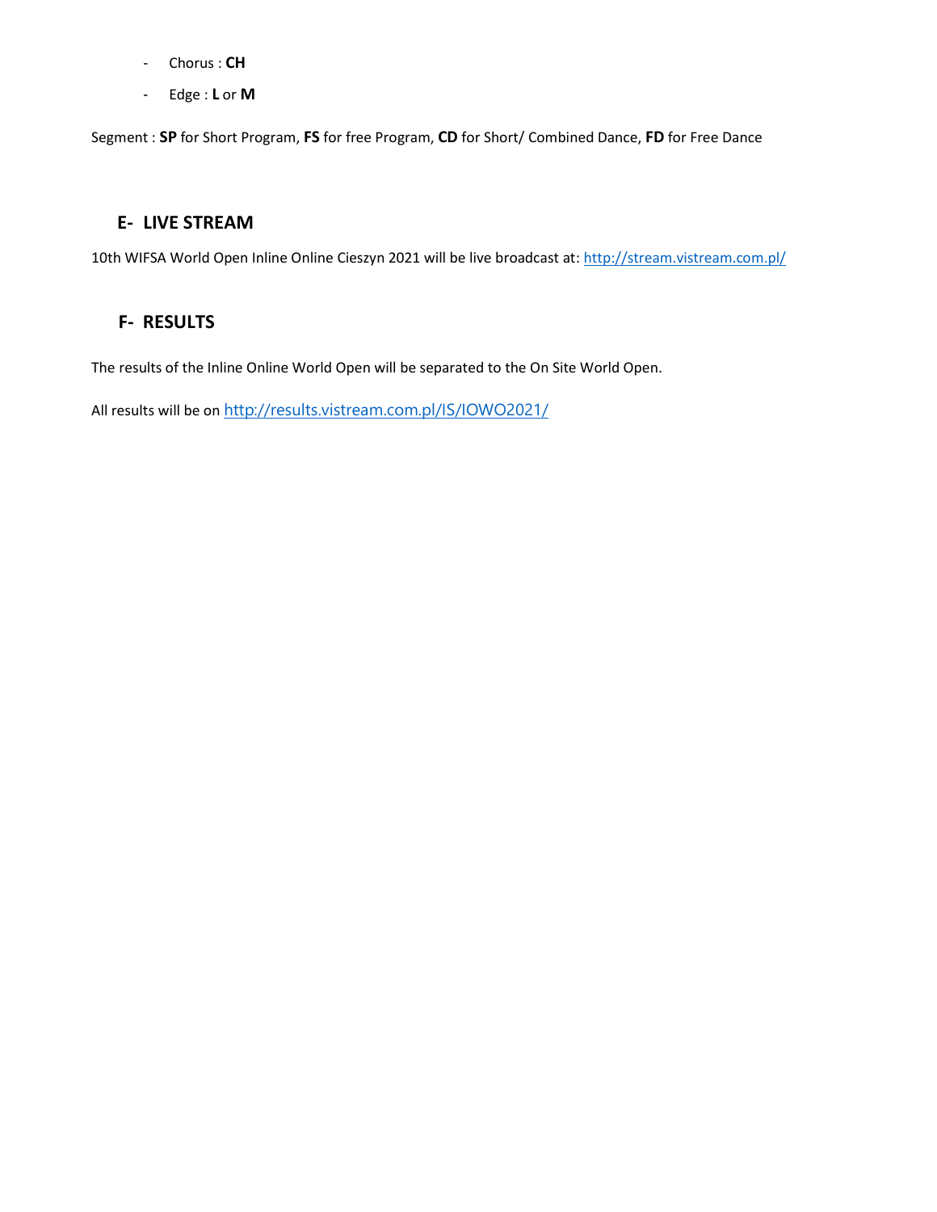- Chorus : **CH**
- Edge : **L** or **M**

Segment : **SP** for Short Program, **FS** for free Program, **CD** for Short/ Combined Dance, **FD** for Free Dance

## E- LIVE STREAM

10th WIFSA World Open Inline Online Cieszyn 2021 will be live broadcast at: http://stream.vistream.com.pl/

## F- RESULTS

The results of the Inline Online World Open will be separated to the On Site World Open.

All results will be on http://results.vistream.com.pl/IS/IOWO2021/